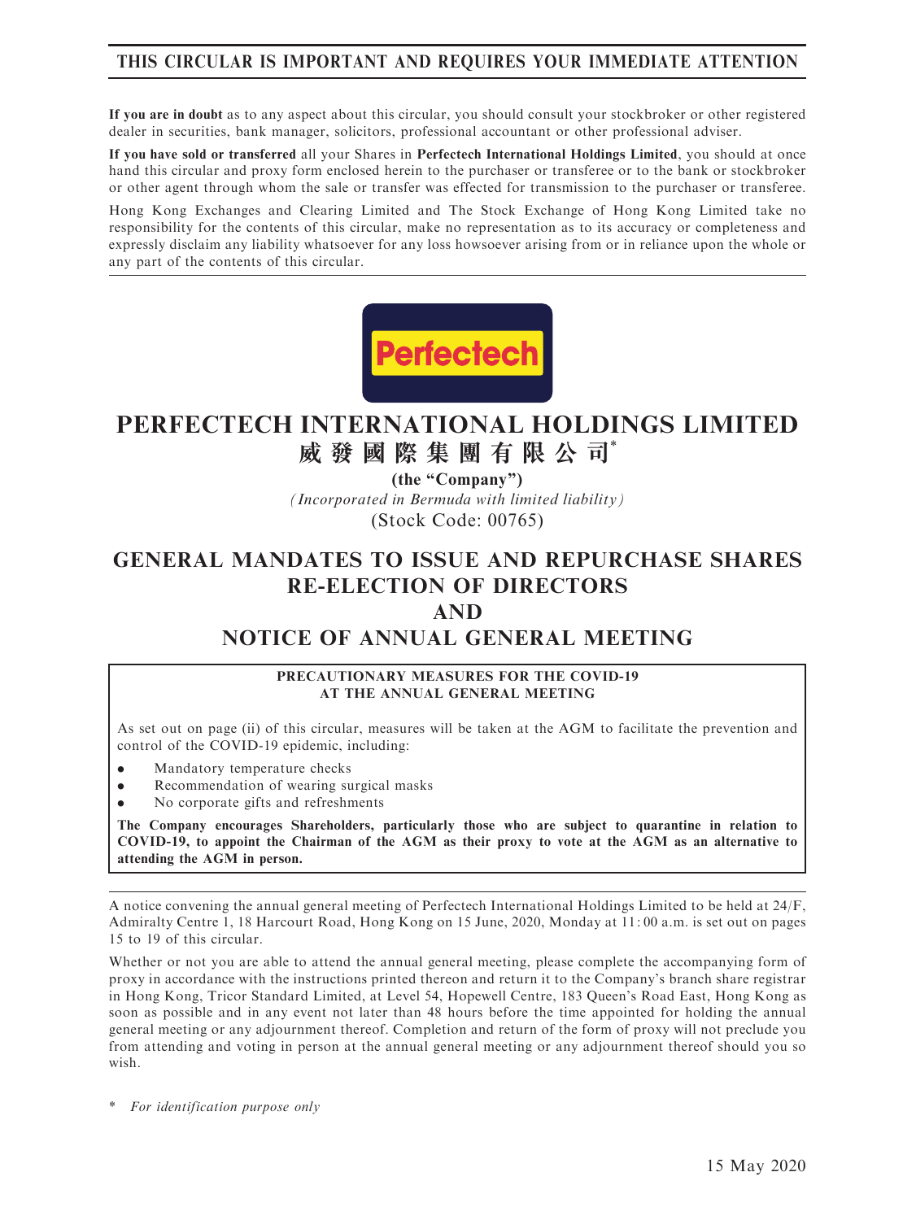**THIS CIRCULAR IS IMPORTANT AND REQUIRES YOUR IMMEDIATE ATTENTION**

**If you are in doubt** as to any aspect about this circular, you should consult your stockbroker or other registered dealer in securities, bank manager, solicitors, professional accountant or other professional adviser.

**If you have sold or transferred** all your Shares in **Perfectech International Holdings Limited**, you should at once hand this circular and proxy form enclosed herein to the purchaser or transferee or to the bank or stockbroker or other agent through whom the sale or transfer was effected for transmission to the purchaser or transferee.

Hong Kong Exchanges and Clearing Limited and The Stock Exchange of Hong Kong Limited take no responsibility for the contents of this circular, make no representation as to its accuracy or completeness and expressly disclaim any liability whatsoever for any loss howsoever arising from or in reliance upon the whole or any part of the contents of this circular.

Perfectech

# PERFECTECH INTERNATIONAL HOLDINGS LIMITED
# 威發國際集團有限公司*

**(the "Company")**

*(Incorporated in Bermuda with limited liability)*

(Stock Code: 00765)

# GENERAL MANDATES TO ISSUE AND REPURCHASE SHARES RE-ELECTION OF DIRECTORS AND NOTICE OF ANNUAL GENERAL MEETING

**PRECAUTIONARY MEASURES FOR THE COVID-19 AT THE ANNUAL GENERAL MEETING**

As set out on page (ii) of this circular, measures will be taken at the AGM to facilitate the prevention and control of the COVID-19 epidemic, including:

- Mandatory temperature checks
- Recommendation of wearing surgical masks
- No corporate gifts and refreshments

**The Company encourages Shareholders, particularly those who are subject to quarantine in relation to COVID-19, to appoint the Chairman of the AGM as their proxy to vote at the AGM as an alternative to attending the AGM in person.**

A notice convening the annual general meeting of Perfectech International Holdings Limited to be held at 24/F, Admiralty Centre 1, 18 Harcourt Road, Hong Kong on 15 June, 2020, Monday at 11:00 a.m. is set out on pages 15 to 19 of this circular.

Whether or not you are able to attend the annual general meeting, please complete the accompanying form of proxy in accordance with the instructions printed thereon and return it to the Company's branch share registrar in Hong Kong, Tricor Standard Limited, at Level 54, Hopewell Centre, 183 Queen's Road East, Hong Kong as soon as possible and in any event not later than 48 hours before the time appointed for holding the annual general meeting or any adjournment thereof. Completion and return of the form of proxy will not preclude you from attending and voting in person at the annual general meeting or any adjournment thereof should you so wish.

\* *For identification purpose only*

15 May 2020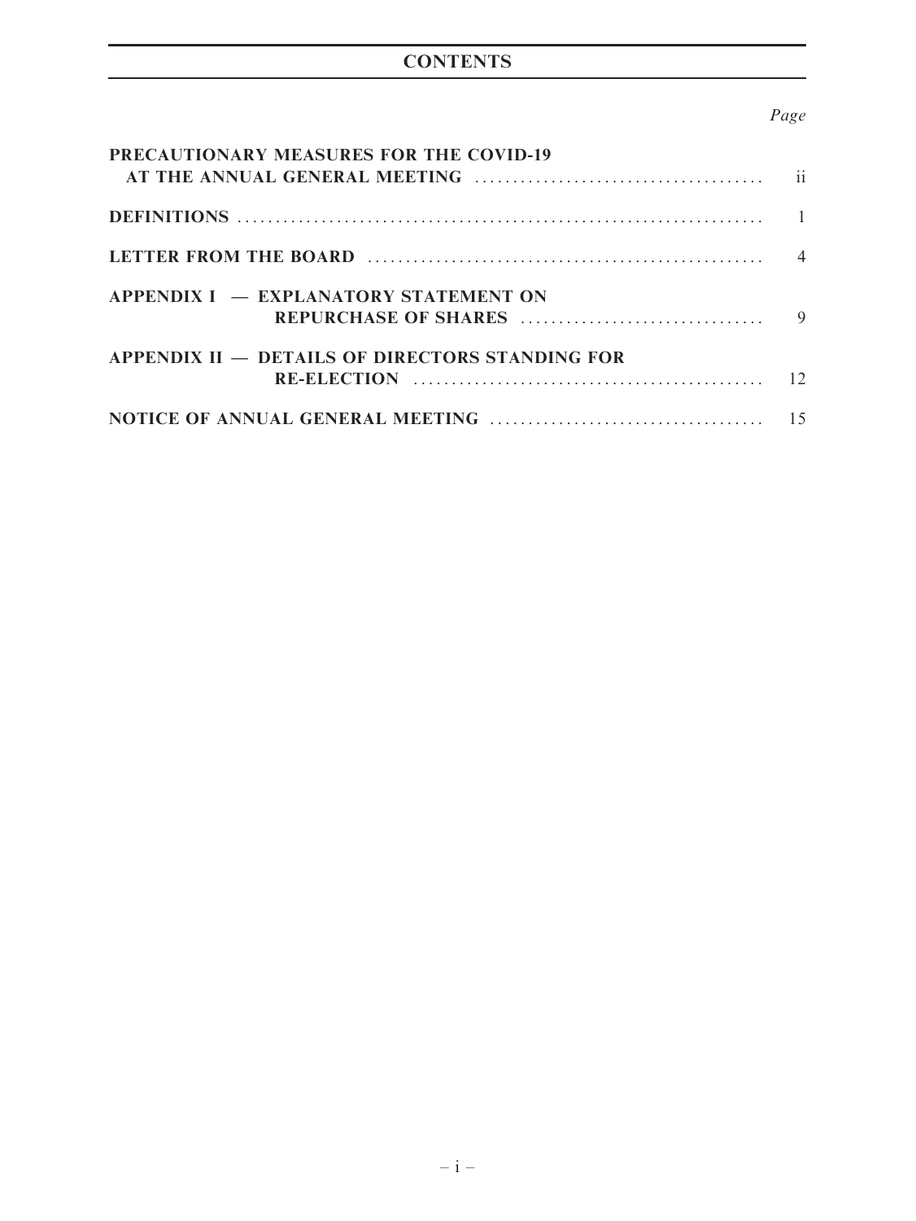# CONTENTS

| | Page |
|---|---|
| PRECAUTIONARY MEASURES FOR THE COVID-19 AT THE ANNUAL GENERAL MEETING | ii |
| DEFINITIONS | 1 |
| LETTER FROM THE BOARD | 4 |
| APPENDIX I — EXPLANATORY STATEMENT ON REPURCHASE OF SHARES | 9 |
| APPENDIX II — DETAILS OF DIRECTORS STANDING FOR RE-ELECTION | 12 |
| NOTICE OF ANNUAL GENERAL MEETING | 15 |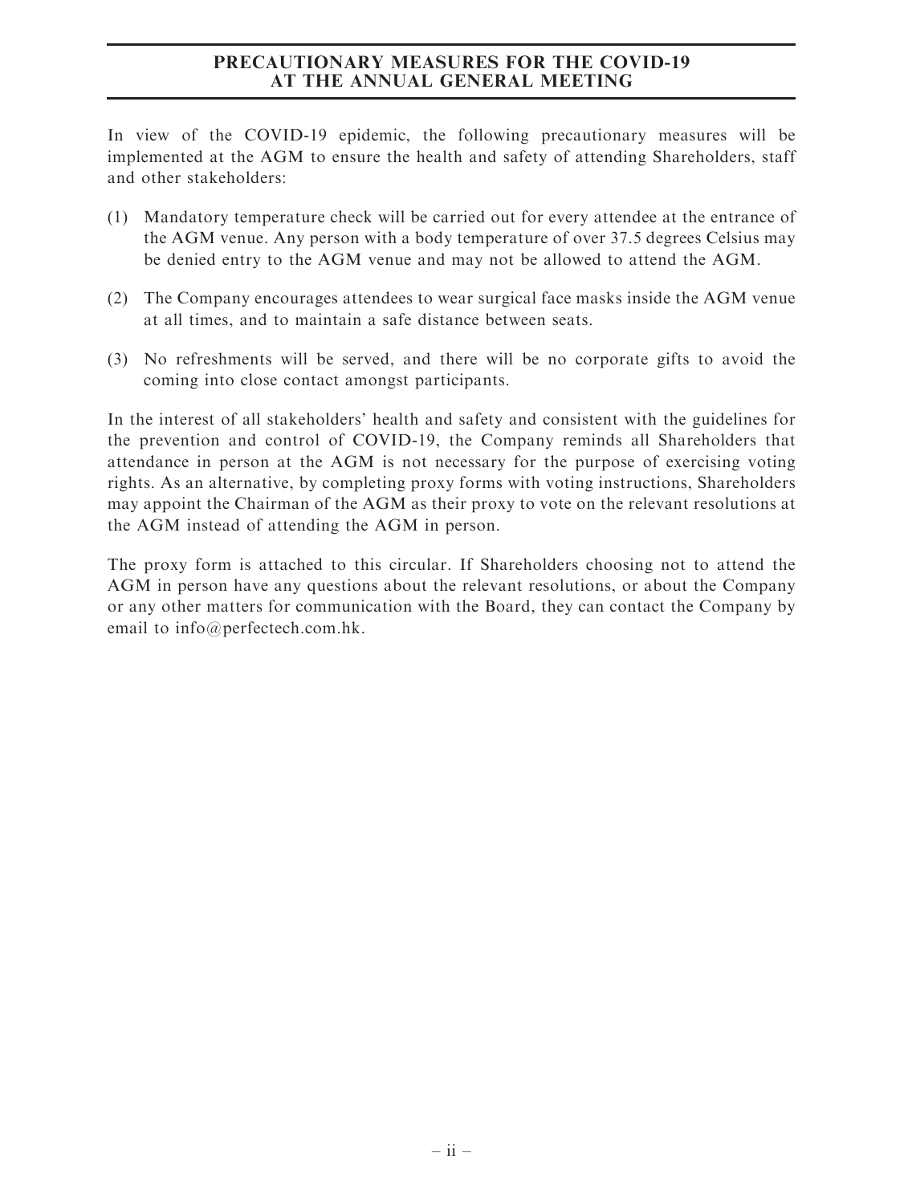# PRECAUTIONARY MEASURES FOR THE COVID-19 AT THE ANNUAL GENERAL MEETING

In view of the COVID-19 epidemic, the following precautionary measures will be implemented at the AGM to ensure the health and safety of attending Shareholders, staff and other stakeholders:

(1) Mandatory temperature check will be carried out for every attendee at the entrance of the AGM venue. Any person with a body temperature of over 37.5 degrees Celsius may be denied entry to the AGM venue and may not be allowed to attend the AGM.

(2) The Company encourages attendees to wear surgical face masks inside the AGM venue at all times, and to maintain a safe distance between seats.

(3) No refreshments will be served, and there will be no corporate gifts to avoid the coming into close contact amongst participants.

In the interest of all stakeholders' health and safety and consistent with the guidelines for the prevention and control of COVID-19, the Company reminds all Shareholders that attendance in person at the AGM is not necessary for the purpose of exercising voting rights. As an alternative, by completing proxy forms with voting instructions, Shareholders may appoint the Chairman of the AGM as their proxy to vote on the relevant resolutions at the AGM instead of attending the AGM in person.

The proxy form is attached to this circular. If Shareholders choosing not to attend the AGM in person have any questions about the relevant resolutions, or about the Company or any other matters for communication with the Board, they can contact the Company by email to info@perfectech.com.hk.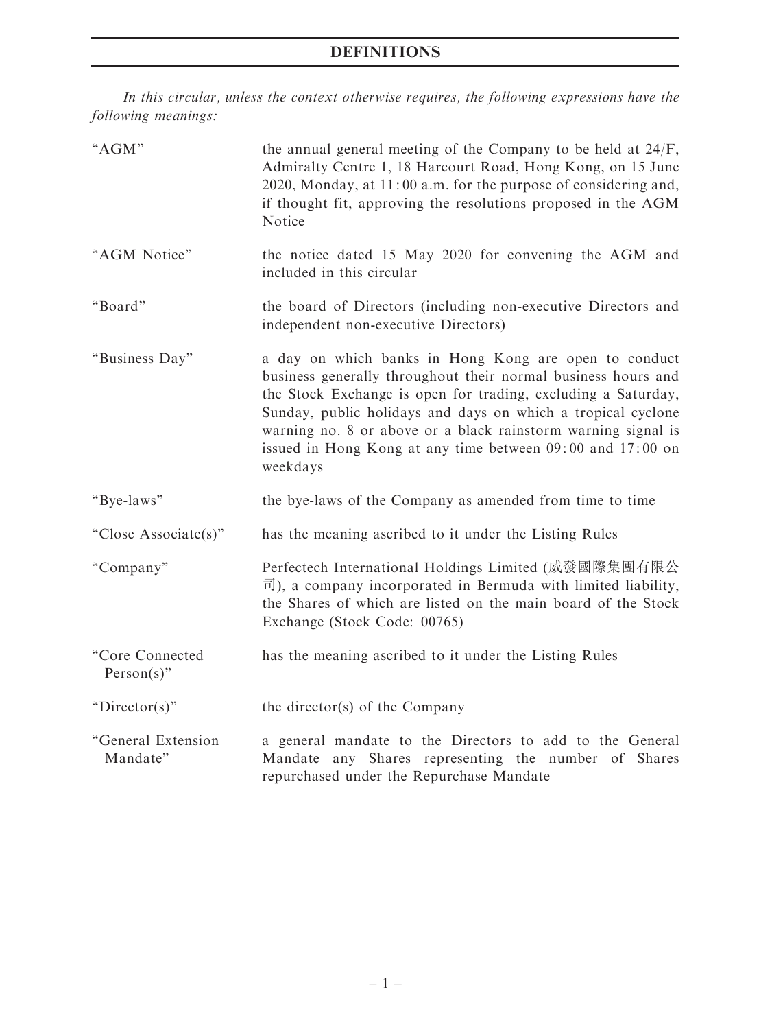# DEFINITIONS

*In this circular, unless the context otherwise requires, the following expressions have the following meanings:*

| | |
|---|---|
| "AGM" | the annual general meeting of the Company to be held at 24/F, Admiralty Centre 1, 18 Harcourt Road, Hong Kong, on 15 June 2020, Monday, at 11:00 a.m. for the purpose of considering and, if thought fit, approving the resolutions proposed in the AGM Notice |
| "AGM Notice" | the notice dated 15 May 2020 for convening the AGM and included in this circular |
| "Board" | the board of Directors (including non-executive Directors and independent non-executive Directors) |
| "Business Day" | a day on which banks in Hong Kong are open to conduct business generally throughout their normal business hours and the Stock Exchange is open for trading, excluding a Saturday, Sunday, public holidays and days on which a tropical cyclone warning no. 8 or above or a black rainstorm warning signal is issued in Hong Kong at any time between 09:00 and 17:00 on weekdays |
| "Bye-laws" | the bye-laws of the Company as amended from time to time |
| "Close Associate(s)" | has the meaning ascribed to it under the Listing Rules |
| "Company" | Perfectech International Holdings Limited (威發國際集團有限公司), a company incorporated in Bermuda with limited liability, the Shares of which are listed on the main board of the Stock Exchange (Stock Code: 00765) |
| "Core Connected Person(s)" | has the meaning ascribed to it under the Listing Rules |
| "Director(s)" | the director(s) of the Company |
| "General Extension Mandate" | a general mandate to the Directors to add to the General Mandate any Shares representing the number of Shares repurchased under the Repurchase Mandate |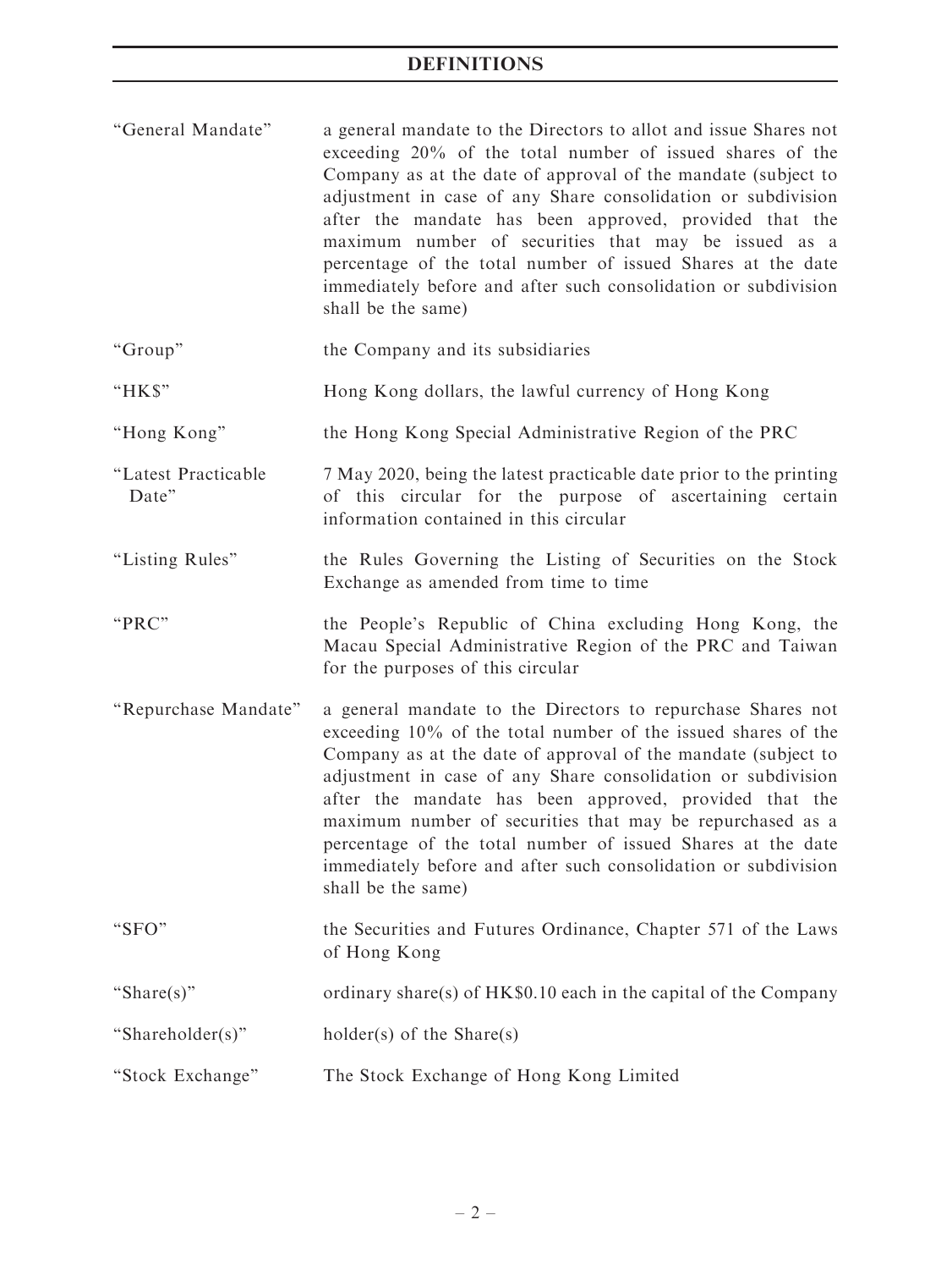# DEFINITIONS

| | |
|---|---|
| "General Mandate" | a general mandate to the Directors to allot and issue Shares not exceeding 20% of the total number of issued shares of the Company as at the date of approval of the mandate (subject to adjustment in case of any Share consolidation or subdivision after the mandate has been approved, provided that the maximum number of securities that may be issued as a percentage of the total number of issued Shares at the date immediately before and after such consolidation or subdivision shall be the same) |
| "Group" | the Company and its subsidiaries |
| "HK$" | Hong Kong dollars, the lawful currency of Hong Kong |
| "Hong Kong" | the Hong Kong Special Administrative Region of the PRC |
| "Latest Practicable Date" | 7 May 2020, being the latest practicable date prior to the printing of this circular for the purpose of ascertaining certain information contained in this circular |
| "Listing Rules" | the Rules Governing the Listing of Securities on the Stock Exchange as amended from time to time |
| "PRC" | the People's Republic of China excluding Hong Kong, the Macau Special Administrative Region of the PRC and Taiwan for the purposes of this circular |
| "Repurchase Mandate" | a general mandate to the Directors to repurchase Shares not exceeding 10% of the total number of the issued shares of the Company as at the date of approval of the mandate (subject to adjustment in case of any Share consolidation or subdivision after the mandate has been approved, provided that the maximum number of securities that may be repurchased as a percentage of the total number of issued Shares at the date immediately before and after such consolidation or subdivision shall be the same) |
| "SFO" | the Securities and Futures Ordinance, Chapter 571 of the Laws of Hong Kong |
| "Share(s)" | ordinary share(s) of HK$0.10 each in the capital of the Company |
| "Shareholder(s)" | holder(s) of the Share(s) |
| "Stock Exchange" | The Stock Exchange of Hong Kong Limited |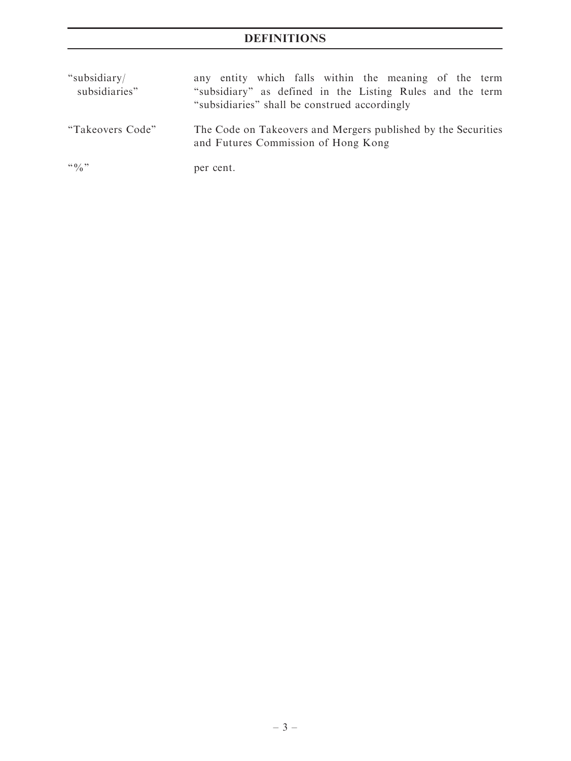## DEFINITIONS

| | |
|---|---|
| "subsidiary/ subsidiaries" | any entity which falls within the meaning of the term "subsidiary" as defined in the Listing Rules and the term "subsidiaries" shall be construed accordingly |
| "Takeovers Code" | The Code on Takeovers and Mergers published by the Securities and Futures Commission of Hong Kong |
| "%" | per cent. |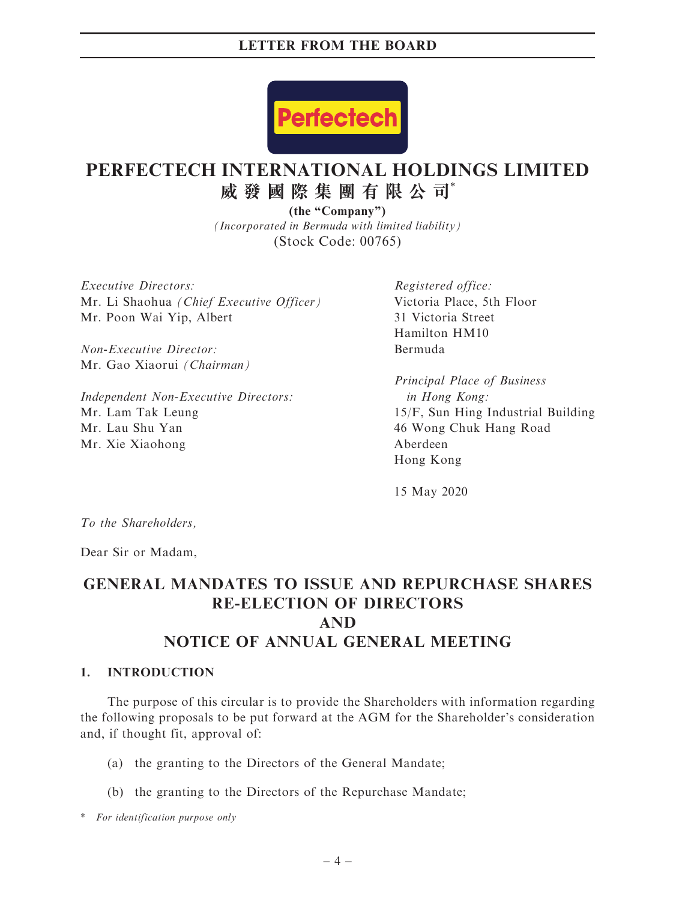# PERFECTECH INTERNATIONAL HOLDINGS LIMITED

# 威發國際集團有限公司*

**(the "Company")**

*(Incorporated in Bermuda with limited liability)*

(Stock Code: 00765)

*Executive Directors:*
Mr. Li Shaohua *(Chief Executive Officer)*
Mr. Poon Wai Yip, Albert

*Non-Executive Director:*
Mr. Gao Xiaorui *(Chairman)*

*Independent Non-Executive Directors:*
Mr. Lam Tak Leung
Mr. Lau Shu Yan
Mr. Xie Xiaohong

*Registered office:*
Victoria Place, 5th Floor
31 Victoria Street
Hamilton HM10
Bermuda

*Principal Place of Business in Hong Kong:*
15/F, Sun Hing Industrial Building
46 Wong Chuk Hang Road
Aberdeen
Hong Kong

15 May 2020

*To the Shareholders,*

Dear Sir or Madam,

## GENERAL MANDATES TO ISSUE AND REPURCHASE SHARES RE-ELECTION OF DIRECTORS AND NOTICE OF ANNUAL GENERAL MEETING

### 1. INTRODUCTION

The purpose of this circular is to provide the Shareholders with information regarding the following proposals to be put forward at the AGM for the Shareholder's consideration and, if thought fit, approval of:

(a) the granting to the Directors of the General Mandate;

(b) the granting to the Directors of the Repurchase Mandate;

\* *For identification purpose only*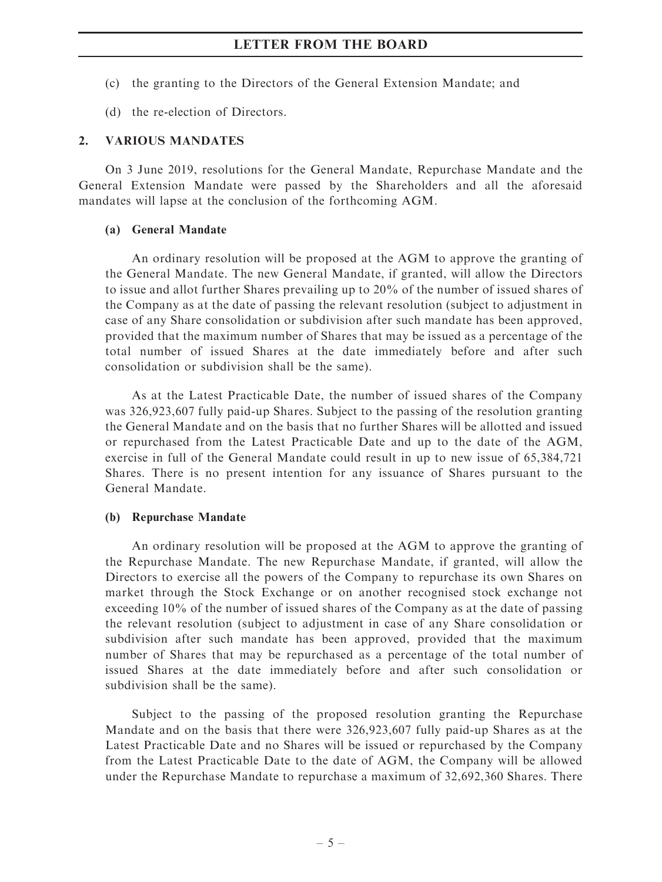(c) the granting to the Directors of the General Extension Mandate; and

(d) the re-election of Directors.

## 2. VARIOUS MANDATES

On 3 June 2019, resolutions for the General Mandate, Repurchase Mandate and the General Extension Mandate were passed by the Shareholders and all the aforesaid mandates will lapse at the conclusion of the forthcoming AGM.

### (a) General Mandate

An ordinary resolution will be proposed at the AGM to approve the granting of the General Mandate. The new General Mandate, if granted, will allow the Directors to issue and allot further Shares prevailing up to 20% of the number of issued shares of the Company as at the date of passing the relevant resolution (subject to adjustment in case of any Share consolidation or subdivision after such mandate has been approved, provided that the maximum number of Shares that may be issued as a percentage of the total number of issued Shares at the date immediately before and after such consolidation or subdivision shall be the same).

As at the Latest Practicable Date, the number of issued shares of the Company was 326,923,607 fully paid-up Shares. Subject to the passing of the resolution granting the General Mandate and on the basis that no further Shares will be allotted and issued or repurchased from the Latest Practicable Date and up to the date of the AGM, exercise in full of the General Mandate could result in up to new issue of 65,384,721 Shares. There is no present intention for any issuance of Shares pursuant to the General Mandate.

### (b) Repurchase Mandate

An ordinary resolution will be proposed at the AGM to approve the granting of the Repurchase Mandate. The new Repurchase Mandate, if granted, will allow the Directors to exercise all the powers of the Company to repurchase its own Shares on market through the Stock Exchange or on another recognised stock exchange not exceeding 10% of the number of issued shares of the Company as at the date of passing the relevant resolution (subject to adjustment in case of any Share consolidation or subdivision after such mandate has been approved, provided that the maximum number of Shares that may be repurchased as a percentage of the total number of issued Shares at the date immediately before and after such consolidation or subdivision shall be the same).

Subject to the passing of the proposed resolution granting the Repurchase Mandate and on the basis that there were 326,923,607 fully paid-up Shares as at the Latest Practicable Date and no Shares will be issued or repurchased by the Company from the Latest Practicable Date to the date of AGM, the Company will be allowed under the Repurchase Mandate to repurchase a maximum of 32,692,360 Shares. There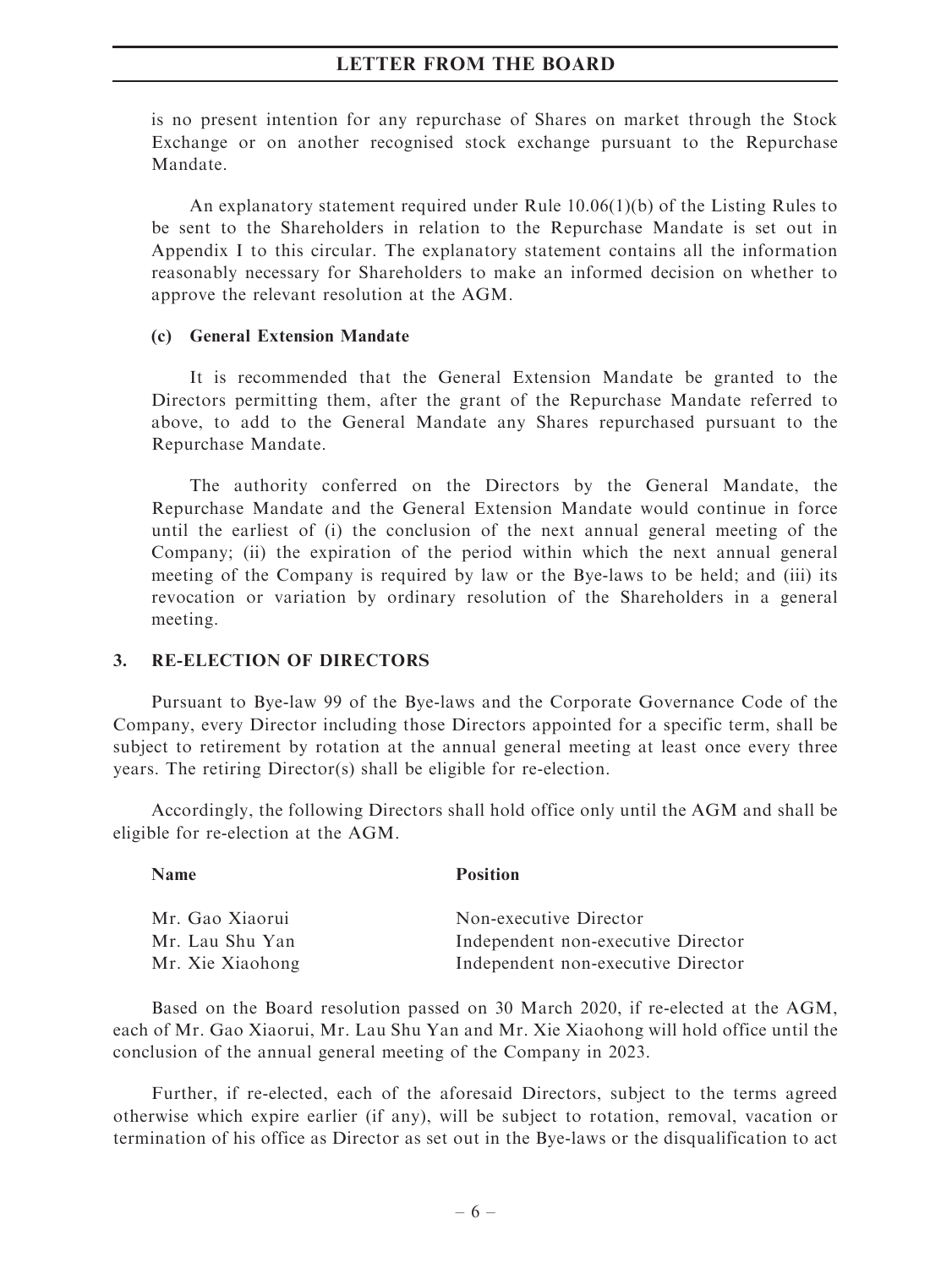is no present intention for any repurchase of Shares on market through the Stock Exchange or on another recognised stock exchange pursuant to the Repurchase Mandate.

An explanatory statement required under Rule 10.06(1)(b) of the Listing Rules to be sent to the Shareholders in relation to the Repurchase Mandate is set out in Appendix I to this circular. The explanatory statement contains all the information reasonably necessary for Shareholders to make an informed decision on whether to approve the relevant resolution at the AGM.

**(c) General Extension Mandate**

It is recommended that the General Extension Mandate be granted to the Directors permitting them, after the grant of the Repurchase Mandate referred to above, to add to the General Mandate any Shares repurchased pursuant to the Repurchase Mandate.

The authority conferred on the Directors by the General Mandate, the Repurchase Mandate and the General Extension Mandate would continue in force until the earliest of (i) the conclusion of the next annual general meeting of the Company; (ii) the expiration of the period within which the next annual general meeting of the Company is required by law or the Bye-laws to be held; and (iii) its revocation or variation by ordinary resolution of the Shareholders in a general meeting.

## 3. RE-ELECTION OF DIRECTORS

Pursuant to Bye-law 99 of the Bye-laws and the Corporate Governance Code of the Company, every Director including those Directors appointed for a specific term, shall be subject to retirement by rotation at the annual general meeting at least once every three years. The retiring Director(s) shall be eligible for re-election.

Accordingly, the following Directors shall hold office only until the AGM and shall be eligible for re-election at the AGM.

| Name | Position |
|---|---|
| Mr. Gao Xiaorui | Non-executive Director |
| Mr. Lau Shu Yan | Independent non-executive Director |
| Mr. Xie Xiaohong | Independent non-executive Director |

Based on the Board resolution passed on 30 March 2020, if re-elected at the AGM, each of Mr. Gao Xiaorui, Mr. Lau Shu Yan and Mr. Xie Xiaohong will hold office until the conclusion of the annual general meeting of the Company in 2023.

Further, if re-elected, each of the aforesaid Directors, subject to the terms agreed otherwise which expire earlier (if any), will be subject to rotation, removal, vacation or termination of his office as Director as set out in the Bye-laws or the disqualification to act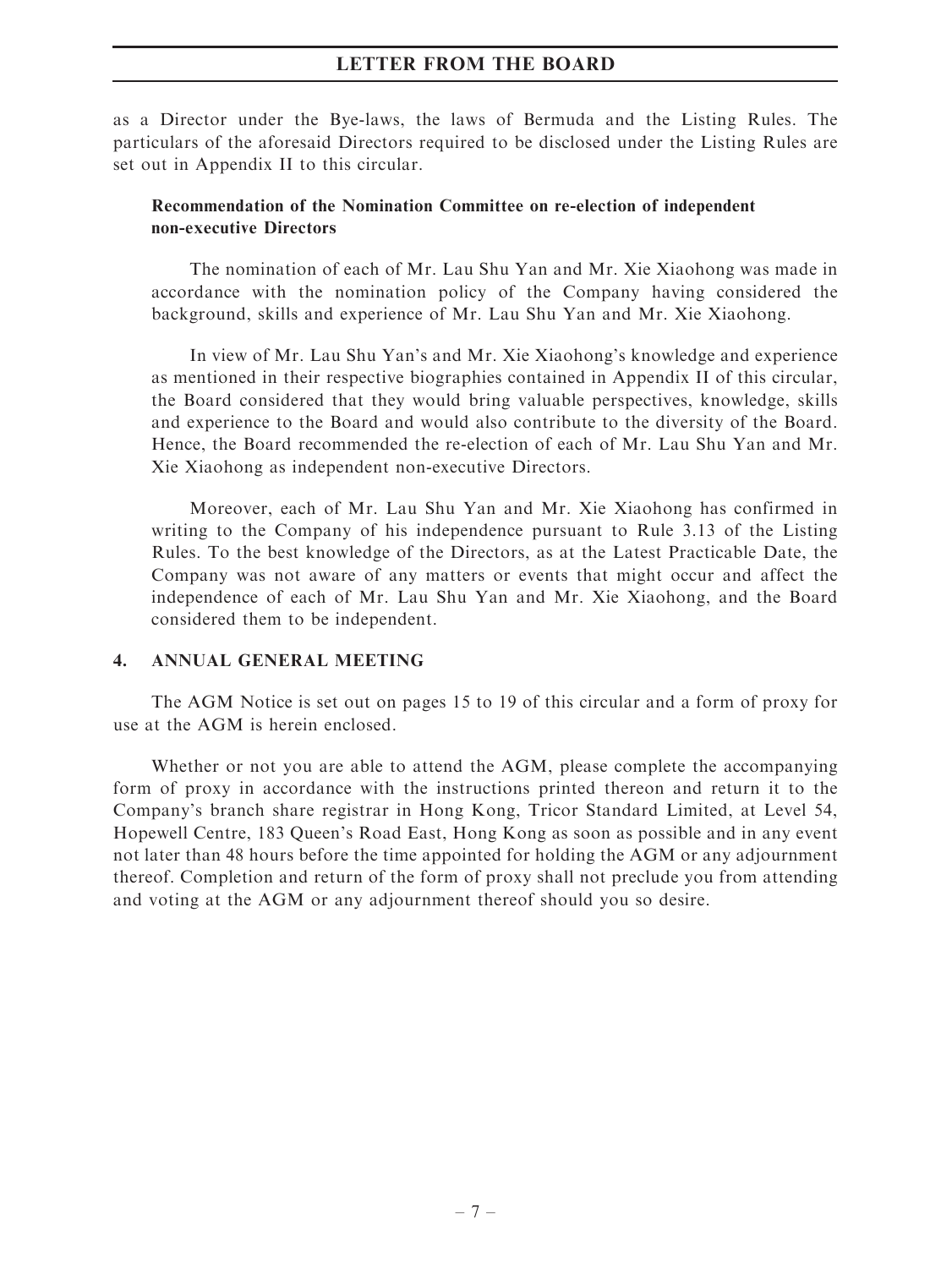as a Director under the Bye-laws, the laws of Bermuda and the Listing Rules. The particulars of the aforesaid Directors required to be disclosed under the Listing Rules are set out in Appendix II to this circular.

**Recommendation of the Nomination Committee on re-election of independent non-executive Directors**

The nomination of each of Mr. Lau Shu Yan and Mr. Xie Xiaohong was made in accordance with the nomination policy of the Company having considered the background, skills and experience of Mr. Lau Shu Yan and Mr. Xie Xiaohong.

In view of Mr. Lau Shu Yan's and Mr. Xie Xiaohong's knowledge and experience as mentioned in their respective biographies contained in Appendix II of this circular, the Board considered that they would bring valuable perspectives, knowledge, skills and experience to the Board and would also contribute to the diversity of the Board. Hence, the Board recommended the re-election of each of Mr. Lau Shu Yan and Mr. Xie Xiaohong as independent non-executive Directors.

Moreover, each of Mr. Lau Shu Yan and Mr. Xie Xiaohong has confirmed in writing to the Company of his independence pursuant to Rule 3.13 of the Listing Rules. To the best knowledge of the Directors, as at the Latest Practicable Date, the Company was not aware of any matters or events that might occur and affect the independence of each of Mr. Lau Shu Yan and Mr. Xie Xiaohong, and the Board considered them to be independent.

## 4. ANNUAL GENERAL MEETING

The AGM Notice is set out on pages 15 to 19 of this circular and a form of proxy for use at the AGM is herein enclosed.

Whether or not you are able to attend the AGM, please complete the accompanying form of proxy in accordance with the instructions printed thereon and return it to the Company's branch share registrar in Hong Kong, Tricor Standard Limited, at Level 54, Hopewell Centre, 183 Queen's Road East, Hong Kong as soon as possible and in any event not later than 48 hours before the time appointed for holding the AGM or any adjournment thereof. Completion and return of the form of proxy shall not preclude you from attending and voting at the AGM or any adjournment thereof should you so desire.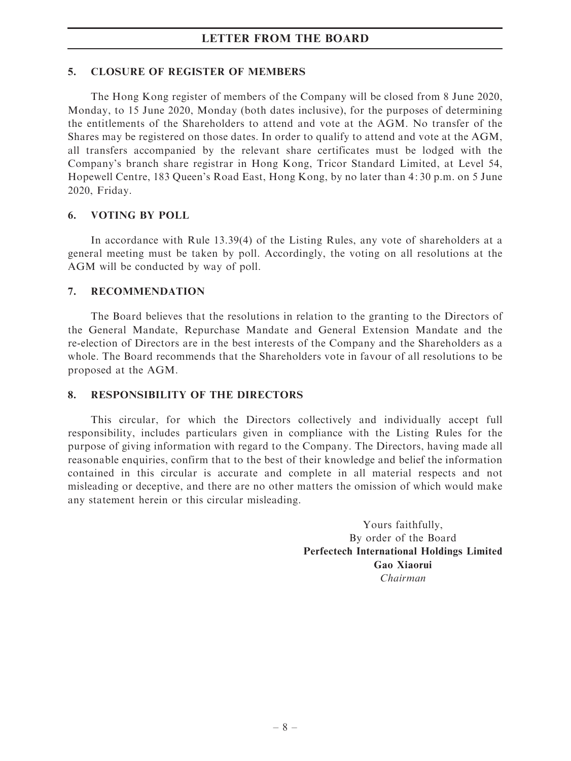## 5. CLOSURE OF REGISTER OF MEMBERS

The Hong Kong register of members of the Company will be closed from 8 June 2020, Monday, to 15 June 2020, Monday (both dates inclusive), for the purposes of determining the entitlements of the Shareholders to attend and vote at the AGM. No transfer of the Shares may be registered on those dates. In order to qualify to attend and vote at the AGM, all transfers accompanied by the relevant share certificates must be lodged with the Company's branch share registrar in Hong Kong, Tricor Standard Limited, at Level 54, Hopewell Centre, 183 Queen's Road East, Hong Kong, by no later than 4:30 p.m. on 5 June 2020, Friday.

## 6. VOTING BY POLL

In accordance with Rule 13.39(4) of the Listing Rules, any vote of shareholders at a general meeting must be taken by poll. Accordingly, the voting on all resolutions at the AGM will be conducted by way of poll.

## 7. RECOMMENDATION

The Board believes that the resolutions in relation to the granting to the Directors of the General Mandate, Repurchase Mandate and General Extension Mandate and the re-election of Directors are in the best interests of the Company and the Shareholders as a whole. The Board recommends that the Shareholders vote in favour of all resolutions to be proposed at the AGM.

## 8. RESPONSIBILITY OF THE DIRECTORS

This circular, for which the Directors collectively and individually accept full responsibility, includes particulars given in compliance with the Listing Rules for the purpose of giving information with regard to the Company. The Directors, having made all reasonable enquiries, confirm that to the best of their knowledge and belief the information contained in this circular is accurate and complete in all material respects and not misleading or deceptive, and there are no other matters the omission of which would make any statement herein or this circular misleading.

Yours faithfully,
By order of the Board
**Perfectech International Holdings Limited**
**Gao Xiaorui**
*Chairman*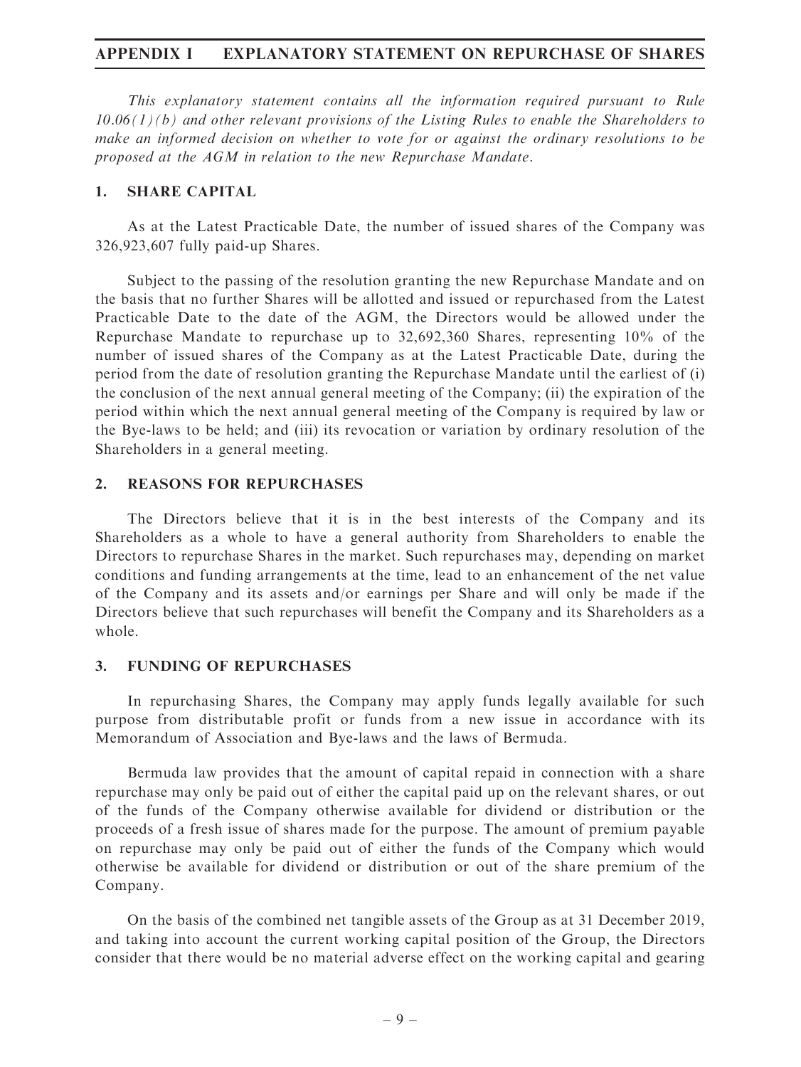*This explanatory statement contains all the information required pursuant to Rule 10.06(1)(b) and other relevant provisions of the Listing Rules to enable the Shareholders to make an informed decision on whether to vote for or against the ordinary resolutions to be proposed at the AGM in relation to the new Repurchase Mandate.*

## 1. SHARE CAPITAL

As at the Latest Practicable Date, the number of issued shares of the Company was 326,923,607 fully paid-up Shares.

Subject to the passing of the resolution granting the new Repurchase Mandate and on the basis that no further Shares will be allotted and issued or repurchased from the Latest Practicable Date to the date of the AGM, the Directors would be allowed under the Repurchase Mandate to repurchase up to 32,692,360 Shares, representing 10% of the number of issued shares of the Company as at the Latest Practicable Date, during the period from the date of resolution granting the Repurchase Mandate until the earliest of (i) the conclusion of the next annual general meeting of the Company; (ii) the expiration of the period within which the next annual general meeting of the Company is required by law or the Bye-laws to be held; and (iii) its revocation or variation by ordinary resolution of the Shareholders in a general meeting.

## 2. REASONS FOR REPURCHASES

The Directors believe that it is in the best interests of the Company and its Shareholders as a whole to have a general authority from Shareholders to enable the Directors to repurchase Shares in the market. Such repurchases may, depending on market conditions and funding arrangements at the time, lead to an enhancement of the net value of the Company and its assets and/or earnings per Share and will only be made if the Directors believe that such repurchases will benefit the Company and its Shareholders as a whole.

## 3. FUNDING OF REPURCHASES

In repurchasing Shares, the Company may apply funds legally available for such purpose from distributable profit or funds from a new issue in accordance with its Memorandum of Association and Bye-laws and the laws of Bermuda.

Bermuda law provides that the amount of capital repaid in connection with a share repurchase may only be paid out of either the capital paid up on the relevant shares, or out of the funds of the Company otherwise available for dividend or distribution or the proceeds of a fresh issue of shares made for the purpose. The amount of premium payable on repurchase may only be paid out of either the funds of the Company which would otherwise be available for dividend or distribution or out of the share premium of the Company.

On the basis of the combined net tangible assets of the Group as at 31 December 2019, and taking into account the current working capital position of the Group, the Directors consider that there would be no material adverse effect on the working capital and gearing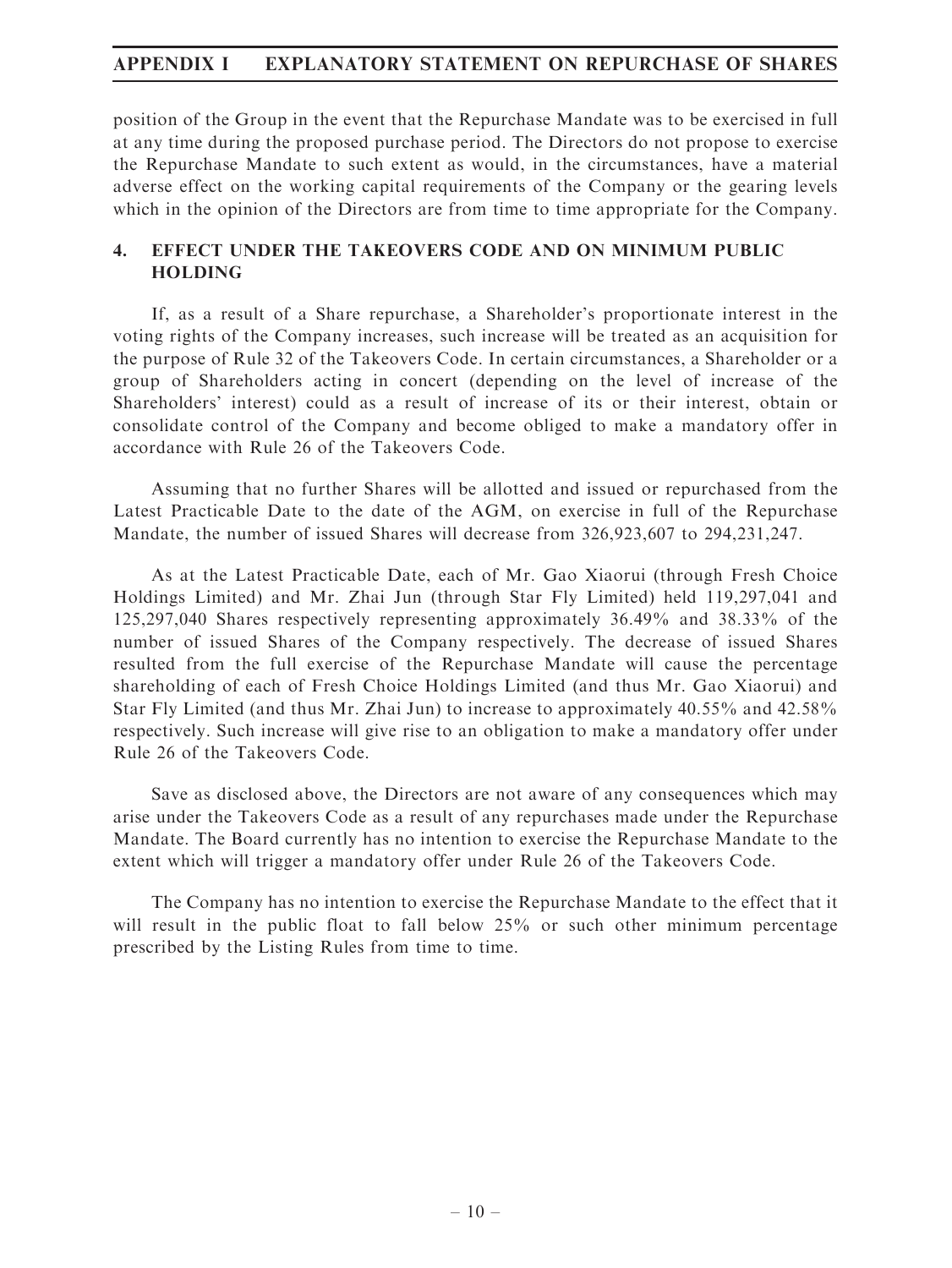position of the Group in the event that the Repurchase Mandate was to be exercised in full at any time during the proposed purchase period. The Directors do not propose to exercise the Repurchase Mandate to such extent as would, in the circumstances, have a material adverse effect on the working capital requirements of the Company or the gearing levels which in the opinion of the Directors are from time to time appropriate for the Company.

## 4. EFFECT UNDER THE TAKEOVERS CODE AND ON MINIMUM PUBLIC HOLDING

If, as a result of a Share repurchase, a Shareholder's proportionate interest in the voting rights of the Company increases, such increase will be treated as an acquisition for the purpose of Rule 32 of the Takeovers Code. In certain circumstances, a Shareholder or a group of Shareholders acting in concert (depending on the level of increase of the Shareholders' interest) could as a result of increase of its or their interest, obtain or consolidate control of the Company and become obliged to make a mandatory offer in accordance with Rule 26 of the Takeovers Code.

Assuming that no further Shares will be allotted and issued or repurchased from the Latest Practicable Date to the date of the AGM, on exercise in full of the Repurchase Mandate, the number of issued Shares will decrease from 326,923,607 to 294,231,247.

As at the Latest Practicable Date, each of Mr. Gao Xiaorui (through Fresh Choice Holdings Limited) and Mr. Zhai Jun (through Star Fly Limited) held 119,297,041 and 125,297,040 Shares respectively representing approximately 36.49% and 38.33% of the number of issued Shares of the Company respectively. The decrease of issued Shares resulted from the full exercise of the Repurchase Mandate will cause the percentage shareholding of each of Fresh Choice Holdings Limited (and thus Mr. Gao Xiaorui) and Star Fly Limited (and thus Mr. Zhai Jun) to increase to approximately 40.55% and 42.58% respectively. Such increase will give rise to an obligation to make a mandatory offer under Rule 26 of the Takeovers Code.

Save as disclosed above, the Directors are not aware of any consequences which may arise under the Takeovers Code as a result of any repurchases made under the Repurchase Mandate. The Board currently has no intention to exercise the Repurchase Mandate to the extent which will trigger a mandatory offer under Rule 26 of the Takeovers Code.

The Company has no intention to exercise the Repurchase Mandate to the effect that it will result in the public float to fall below 25% or such other minimum percentage prescribed by the Listing Rules from time to time.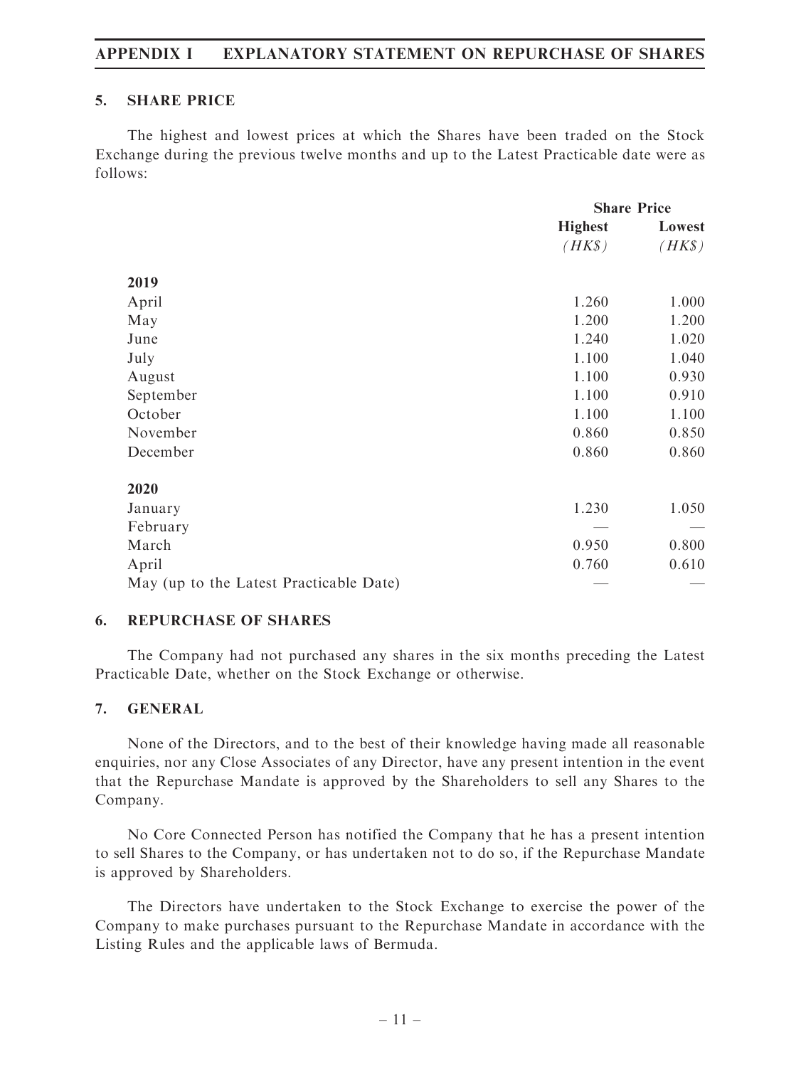## 5. SHARE PRICE

The highest and lowest prices at which the Shares have been traded on the Stock Exchange during the previous twelve months and up to the Latest Practicable date were as follows:

| | Share Price | |
|---|---|---|
| | **Highest** *(HK$)* | **Lowest** *(HK$)* |
| **2019** | | |
| April | 1.260 | 1.000 |
| May | 1.200 | 1.200 |
| June | 1.240 | 1.020 |
| July | 1.100 | 1.040 |
| August | 1.100 | 0.930 |
| September | 1.100 | 0.910 |
| October | 1.100 | 1.100 |
| November | 0.860 | 0.850 |
| December | 0.860 | 0.860 |
| **2020** | | |
| January | 1.230 | 1.050 |
| February | — | — |
| March | 0.950 | 0.800 |
| April | 0.760 | 0.610 |
| May (up to the Latest Practicable Date) | — | — |

## 6. REPURCHASE OF SHARES

The Company had not purchased any shares in the six months preceding the Latest Practicable Date, whether on the Stock Exchange or otherwise.

## 7. GENERAL

None of the Directors, and to the best of their knowledge having made all reasonable enquiries, nor any Close Associates of any Director, have any present intention in the event that the Repurchase Mandate is approved by the Shareholders to sell any Shares to the Company.

No Core Connected Person has notified the Company that he has a present intention to sell Shares to the Company, or has undertaken not to do so, if the Repurchase Mandate is approved by Shareholders.

The Directors have undertaken to the Stock Exchange to exercise the power of the Company to make purchases pursuant to the Repurchase Mandate in accordance with the Listing Rules and the applicable laws of Bermuda.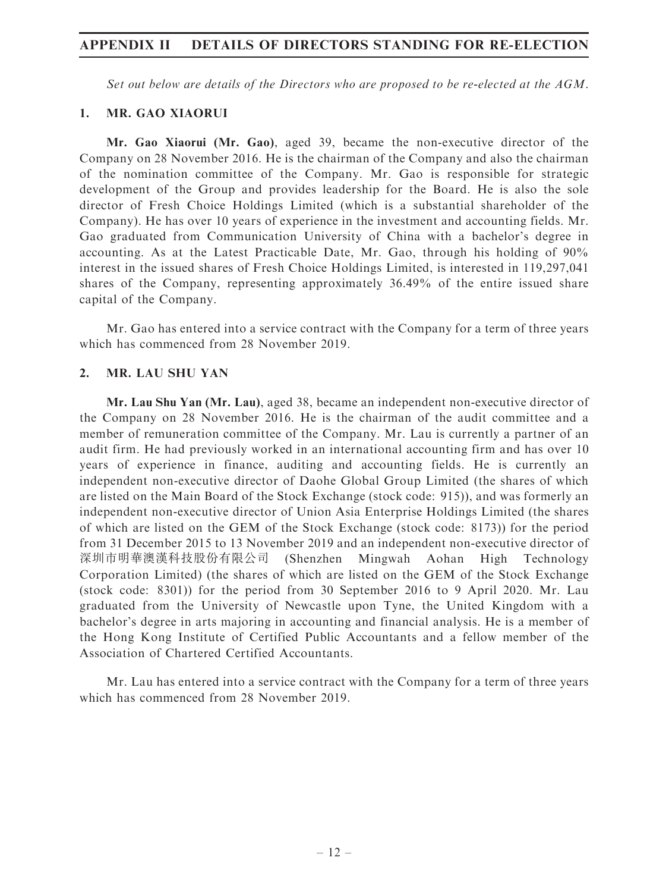# APPENDIX II DETAILS OF DIRECTORS STANDING FOR RE-ELECTION

*Set out below are details of the Directors who are proposed to be re-elected at the AGM.*

## 1. MR. GAO XIAORUI

**Mr. Gao Xiaorui (Mr. Gao)**, aged 39, became the non-executive director of the Company on 28 November 2016. He is the chairman of the Company and also the chairman of the nomination committee of the Company. Mr. Gao is responsible for strategic development of the Group and provides leadership for the Board. He is also the sole director of Fresh Choice Holdings Limited (which is a substantial shareholder of the Company). He has over 10 years of experience in the investment and accounting fields. Mr. Gao graduated from Communication University of China with a bachelor's degree in accounting. As at the Latest Practicable Date, Mr. Gao, through his holding of 90% interest in the issued shares of Fresh Choice Holdings Limited, is interested in 119,297,041 shares of the Company, representing approximately 36.49% of the entire issued share capital of the Company.

Mr. Gao has entered into a service contract with the Company for a term of three years which has commenced from 28 November 2019.

## 2. MR. LAU SHU YAN

**Mr. Lau Shu Yan (Mr. Lau)**, aged 38, became an independent non-executive director of the Company on 28 November 2016. He is the chairman of the audit committee and a member of remuneration committee of the Company. Mr. Lau is currently a partner of an audit firm. He had previously worked in an international accounting firm and has over 10 years of experience in finance, auditing and accounting fields. He is currently an independent non-executive director of Daohe Global Group Limited (the shares of which are listed on the Main Board of the Stock Exchange (stock code: 915)), and was formerly an independent non-executive director of Union Asia Enterprise Holdings Limited (the shares of which are listed on the GEM of the Stock Exchange (stock code: 8173)) for the period from 31 December 2015 to 13 November 2019 and an independent non-executive director of 深圳市明華澳漢科技股份有限公司 (Shenzhen Mingwah Aohan High Technology Corporation Limited) (the shares of which are listed on the GEM of the Stock Exchange (stock code: 8301)) for the period from 30 September 2016 to 9 April 2020. Mr. Lau graduated from the University of Newcastle upon Tyne, the United Kingdom with a bachelor's degree in arts majoring in accounting and financial analysis. He is a member of the Hong Kong Institute of Certified Public Accountants and a fellow member of the Association of Chartered Certified Accountants.

Mr. Lau has entered into a service contract with the Company for a term of three years which has commenced from 28 November 2019.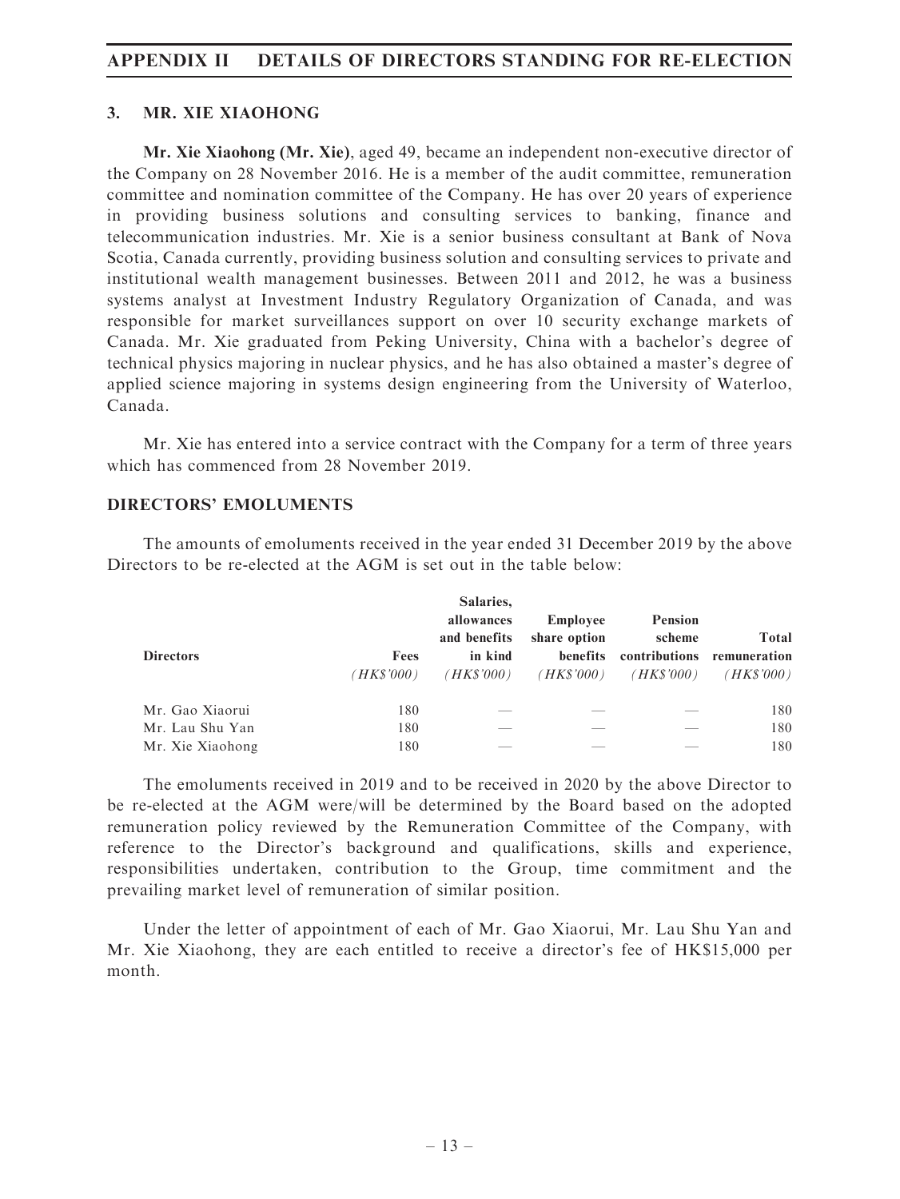### 3. MR. XIE XIAOHONG

**Mr. Xie Xiaohong (Mr. Xie)**, aged 49, became an independent non-executive director of the Company on 28 November 2016. He is a member of the audit committee, remuneration committee and nomination committee of the Company. He has over 20 years of experience in providing business solutions and consulting services to banking, finance and telecommunication industries. Mr. Xie is a senior business consultant at Bank of Nova Scotia, Canada currently, providing business solution and consulting services to private and institutional wealth management businesses. Between 2011 and 2012, he was a business systems analyst at Investment Industry Regulatory Organization of Canada, and was responsible for market surveillances support on over 10 security exchange markets of Canada. Mr. Xie graduated from Peking University, China with a bachelor's degree of technical physics majoring in nuclear physics, and he has also obtained a master's degree of applied science majoring in systems design engineering from the University of Waterloo, Canada.

Mr. Xie has entered into a service contract with the Company for a term of three years which has commenced from 28 November 2019.

### DIRECTORS' EMOLUMENTS

The amounts of emoluments received in the year ended 31 December 2019 by the above Directors to be re-elected at the AGM is set out in the table below:

| Directors | Fees | Salaries, allowances and benefits in kind | Employee share option benefits | Pension scheme contributions | Total remuneration |
|---|---|---|---|---|---|
| | *(HK$'000)* | *(HK$'000)* | *(HK$'000)* | *(HK$'000)* | *(HK$'000)* |
| Mr. Gao Xiaorui | 180 | — | — | — | 180 |
| Mr. Lau Shu Yan | 180 | — | — | — | 180 |
| Mr. Xie Xiaohong | 180 | — | — | — | 180 |

The emoluments received in 2019 and to be received in 2020 by the above Director to be re-elected at the AGM were/will be determined by the Board based on the adopted remuneration policy reviewed by the Remuneration Committee of the Company, with reference to the Director's background and qualifications, skills and experience, responsibilities undertaken, contribution to the Group, time commitment and the prevailing market level of remuneration of similar position.

Under the letter of appointment of each of Mr. Gao Xiaorui, Mr. Lau Shu Yan and Mr. Xie Xiaohong, they are each entitled to receive a director's fee of HK$15,000 per month.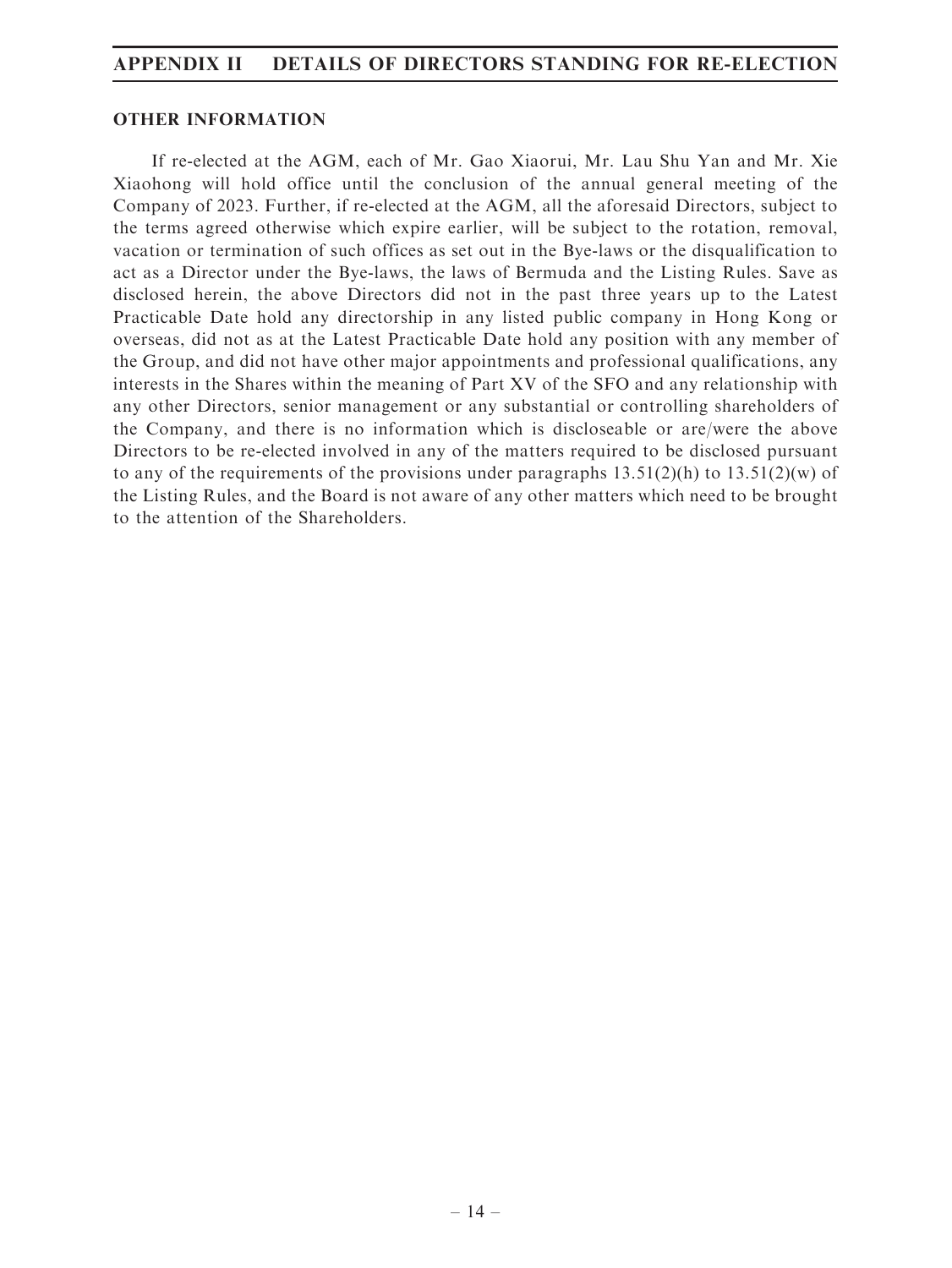## OTHER INFORMATION

If re-elected at the AGM, each of Mr. Gao Xiaorui, Mr. Lau Shu Yan and Mr. Xie Xiaohong will hold office until the conclusion of the annual general meeting of the Company of 2023. Further, if re-elected at the AGM, all the aforesaid Directors, subject to the terms agreed otherwise which expire earlier, will be subject to the rotation, removal, vacation or termination of such offices as set out in the Bye-laws or the disqualification to act as a Director under the Bye-laws, the laws of Bermuda and the Listing Rules. Save as disclosed herein, the above Directors did not in the past three years up to the Latest Practicable Date hold any directorship in any listed public company in Hong Kong or overseas, did not as at the Latest Practicable Date hold any position with any member of the Group, and did not have other major appointments and professional qualifications, any interests in the Shares within the meaning of Part XV of the SFO and any relationship with any other Directors, senior management or any substantial or controlling shareholders of the Company, and there is no information which is discloseable or are/were the above Directors to be re-elected involved in any of the matters required to be disclosed pursuant to any of the requirements of the provisions under paragraphs 13.51(2)(h) to 13.51(2)(w) of the Listing Rules, and the Board is not aware of any other matters which need to be brought to the attention of the Shareholders.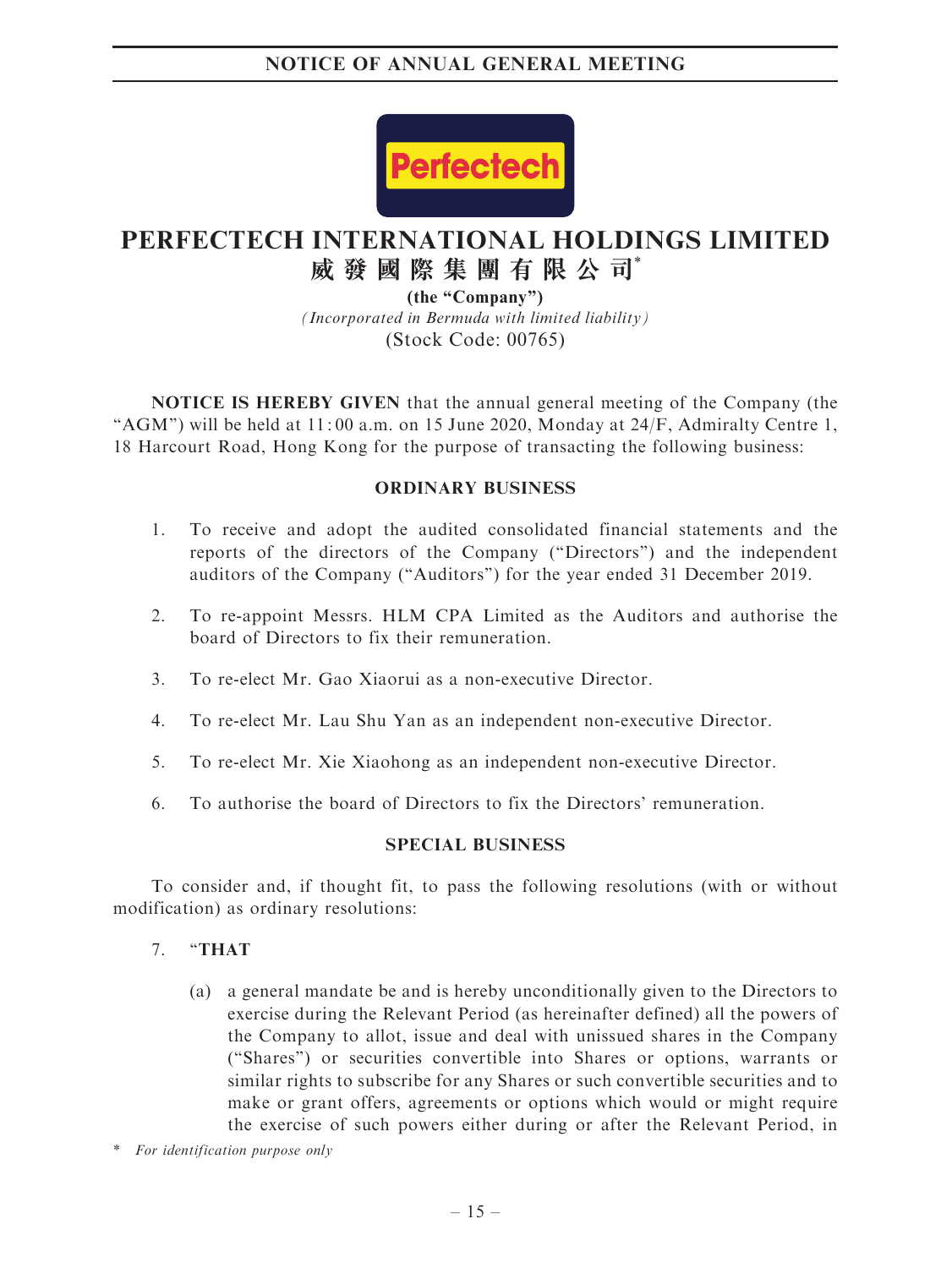# NOTICE OF ANNUAL GENERAL MEETING

# PERFECTECH INTERNATIONAL HOLDINGS LIMITED
## 威發國際集團有限公司*

**(the "Company")**

*(Incorporated in Bermuda with limited liability)*

(Stock Code: 00765)

**NOTICE IS HEREBY GIVEN** that the annual general meeting of the Company (the "AGM") will be held at 11:00 a.m. on 15 June 2020, Monday at 24/F, Admiralty Centre 1, 18 Harcourt Road, Hong Kong for the purpose of transacting the following business:

**ORDINARY BUSINESS**

1. To receive and adopt the audited consolidated financial statements and the reports of the directors of the Company ("Directors") and the independent auditors of the Company ("Auditors") for the year ended 31 December 2019.

2. To re-appoint Messrs. HLM CPA Limited as the Auditors and authorise the board of Directors to fix their remuneration.

3. To re-elect Mr. Gao Xiaorui as a non-executive Director.

4. To re-elect Mr. Lau Shu Yan as an independent non-executive Director.

5. To re-elect Mr. Xie Xiaohong as an independent non-executive Director.

6. To authorise the board of Directors to fix the Directors' remuneration.

**SPECIAL BUSINESS**

To consider and, if thought fit, to pass the following resolutions (with or without modification) as ordinary resolutions:

7. "**THAT**

   (a) a general mandate be and is hereby unconditionally given to the Directors to exercise during the Relevant Period (as hereinafter defined) all the powers of the Company to allot, issue and deal with unissued shares in the Company ("Shares") or securities convertible into Shares or options, warrants or similar rights to subscribe for any Shares or such convertible securities and to make or grant offers, agreements or options which would or might require the exercise of such powers either during or after the Relevant Period, in

\* *For identification purpose only*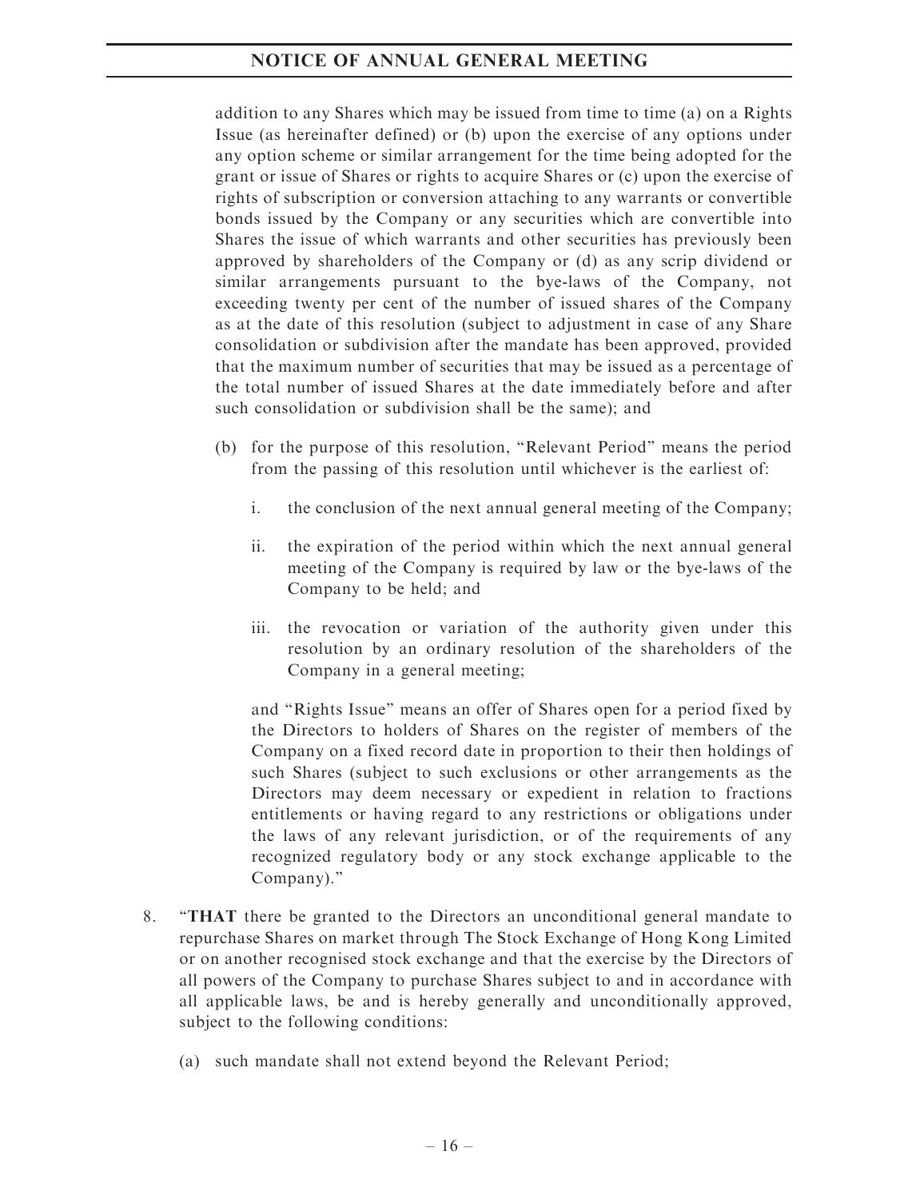addition to any Shares which may be issued from time to time (a) on a Rights Issue (as hereinafter defined) or (b) upon the exercise of any options under any option scheme or similar arrangement for the time being adopted for the grant or issue of Shares or rights to acquire Shares or (c) upon the exercise of rights of subscription or conversion attaching to any warrants or convertible bonds issued by the Company or any securities which are convertible into Shares the issue of which warrants and other securities has previously been approved by shareholders of the Company or (d) as any scrip dividend or similar arrangements pursuant to the bye-laws of the Company, not exceeding twenty per cent of the number of issued shares of the Company as at the date of this resolution (subject to adjustment in case of any Share consolidation or subdivision after the mandate has been approved, provided that the maximum number of securities that may be issued as a percentage of the total number of issued Shares at the date immediately before and after such consolidation or subdivision shall be the same); and

(b) for the purpose of this resolution, "Relevant Period" means the period from the passing of this resolution until whichever is the earliest of:

   i. the conclusion of the next annual general meeting of the Company;

   ii. the expiration of the period within which the next annual general meeting of the Company is required by law or the bye-laws of the Company to be held; and

   iii. the revocation or variation of the authority given under this resolution by an ordinary resolution of the shareholders of the Company in a general meeting;

and "Rights Issue" means an offer of Shares open for a period fixed by the Directors to holders of Shares on the register of members of the Company on a fixed record date in proportion to their then holdings of such Shares (subject to such exclusions or other arrangements as the Directors may deem necessary or expedient in relation to fractions entitlements or having regard to any restrictions or obligations under the laws of any relevant jurisdiction, or of the requirements of any recognized regulatory body or any stock exchange applicable to the Company)."

8. "**THAT** there be granted to the Directors an unconditional general mandate to repurchase Shares on market through The Stock Exchange of Hong Kong Limited or on another recognised stock exchange and that the exercise by the Directors of all powers of the Company to purchase Shares subject to and in accordance with all applicable laws, be and is hereby generally and unconditionally approved, subject to the following conditions:

   (a) such mandate shall not extend beyond the Relevant Period;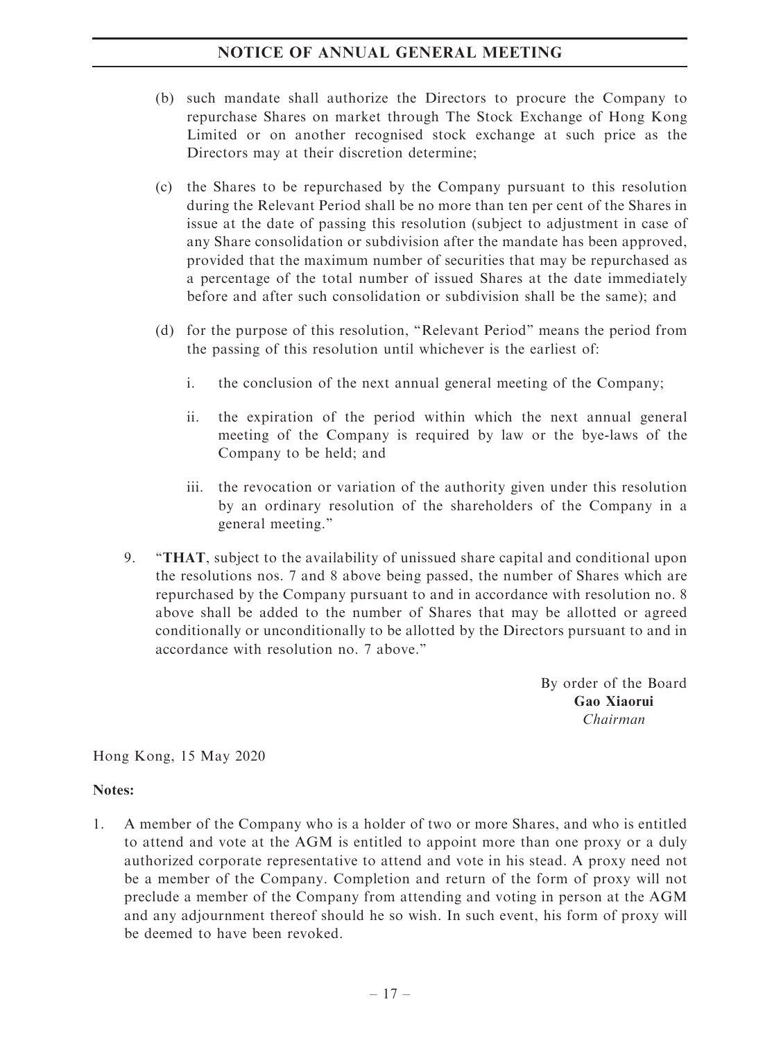(b) such mandate shall authorize the Directors to procure the Company to repurchase Shares on market through The Stock Exchange of Hong Kong Limited or on another recognised stock exchange at such price as the Directors may at their discretion determine;

(c) the Shares to be repurchased by the Company pursuant to this resolution during the Relevant Period shall be no more than ten per cent of the Shares in issue at the date of passing this resolution (subject to adjustment in case of any Share consolidation or subdivision after the mandate has been approved, provided that the maximum number of securities that may be repurchased as a percentage of the total number of issued Shares at the date immediately before and after such consolidation or subdivision shall be the same); and

(d) for the purpose of this resolution, "Relevant Period" means the period from the passing of this resolution until whichever is the earliest of:

i. the conclusion of the next annual general meeting of the Company;

ii. the expiration of the period within which the next annual general meeting of the Company is required by law or the bye-laws of the Company to be held; and

iii. the revocation or variation of the authority given under this resolution by an ordinary resolution of the shareholders of the Company in a general meeting."

9. "**THAT**, subject to the availability of unissued share capital and conditional upon the resolutions nos. 7 and 8 above being passed, the number of Shares which are repurchased by the Company pursuant to and in accordance with resolution no. 8 above shall be added to the number of Shares that may be allotted or agreed conditionally or unconditionally to be allotted by the Directors pursuant to and in accordance with resolution no. 7 above."

By order of the Board
**Gao Xiaorui**
*Chairman*

Hong Kong, 15 May 2020

**Notes:**

1. A member of the Company who is a holder of two or more Shares, and who is entitled to attend and vote at the AGM is entitled to appoint more than one proxy or a duly authorized corporate representative to attend and vote in his stead. A proxy need not be a member of the Company. Completion and return of the form of proxy will not preclude a member of the Company from attending and voting in person at the AGM and any adjournment thereof should he so wish. In such event, his form of proxy will be deemed to have been revoked.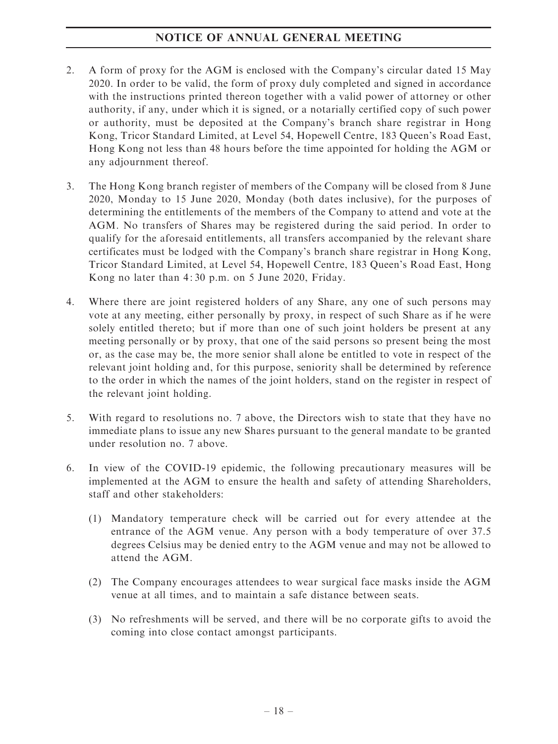2. A form of proxy for the AGM is enclosed with the Company's circular dated 15 May 2020. In order to be valid, the form of proxy duly completed and signed in accordance with the instructions printed thereon together with a valid power of attorney or other authority, if any, under which it is signed, or a notarially certified copy of such power or authority, must be deposited at the Company's branch share registrar in Hong Kong, Tricor Standard Limited, at Level 54, Hopewell Centre, 183 Queen's Road East, Hong Kong not less than 48 hours before the time appointed for holding the AGM or any adjournment thereof.

3. The Hong Kong branch register of members of the Company will be closed from 8 June 2020, Monday to 15 June 2020, Monday (both dates inclusive), for the purposes of determining the entitlements of the members of the Company to attend and vote at the AGM. No transfers of Shares may be registered during the said period. In order to qualify for the aforesaid entitlements, all transfers accompanied by the relevant share certificates must be lodged with the Company's branch share registrar in Hong Kong, Tricor Standard Limited, at Level 54, Hopewell Centre, 183 Queen's Road East, Hong Kong no later than 4:30 p.m. on 5 June 2020, Friday.

4. Where there are joint registered holders of any Share, any one of such persons may vote at any meeting, either personally by proxy, in respect of such Share as if he were solely entitled thereto; but if more than one of such joint holders be present at any meeting personally or by proxy, that one of the said persons so present being the most or, as the case may be, the more senior shall alone be entitled to vote in respect of the relevant joint holding and, for this purpose, seniority shall be determined by reference to the order in which the names of the joint holders, stand on the register in respect of the relevant joint holding.

5. With regard to resolutions no. 7 above, the Directors wish to state that they have no immediate plans to issue any new Shares pursuant to the general mandate to be granted under resolution no. 7 above.

6. In view of the COVID-19 epidemic, the following precautionary measures will be implemented at the AGM to ensure the health and safety of attending Shareholders, staff and other stakeholders:

   (1) Mandatory temperature check will be carried out for every attendee at the entrance of the AGM venue. Any person with a body temperature of over 37.5 degrees Celsius may be denied entry to the AGM venue and may not be allowed to attend the AGM.

   (2) The Company encourages attendees to wear surgical face masks inside the AGM venue at all times, and to maintain a safe distance between seats.

   (3) No refreshments will be served, and there will be no corporate gifts to avoid the coming into close contact amongst participants.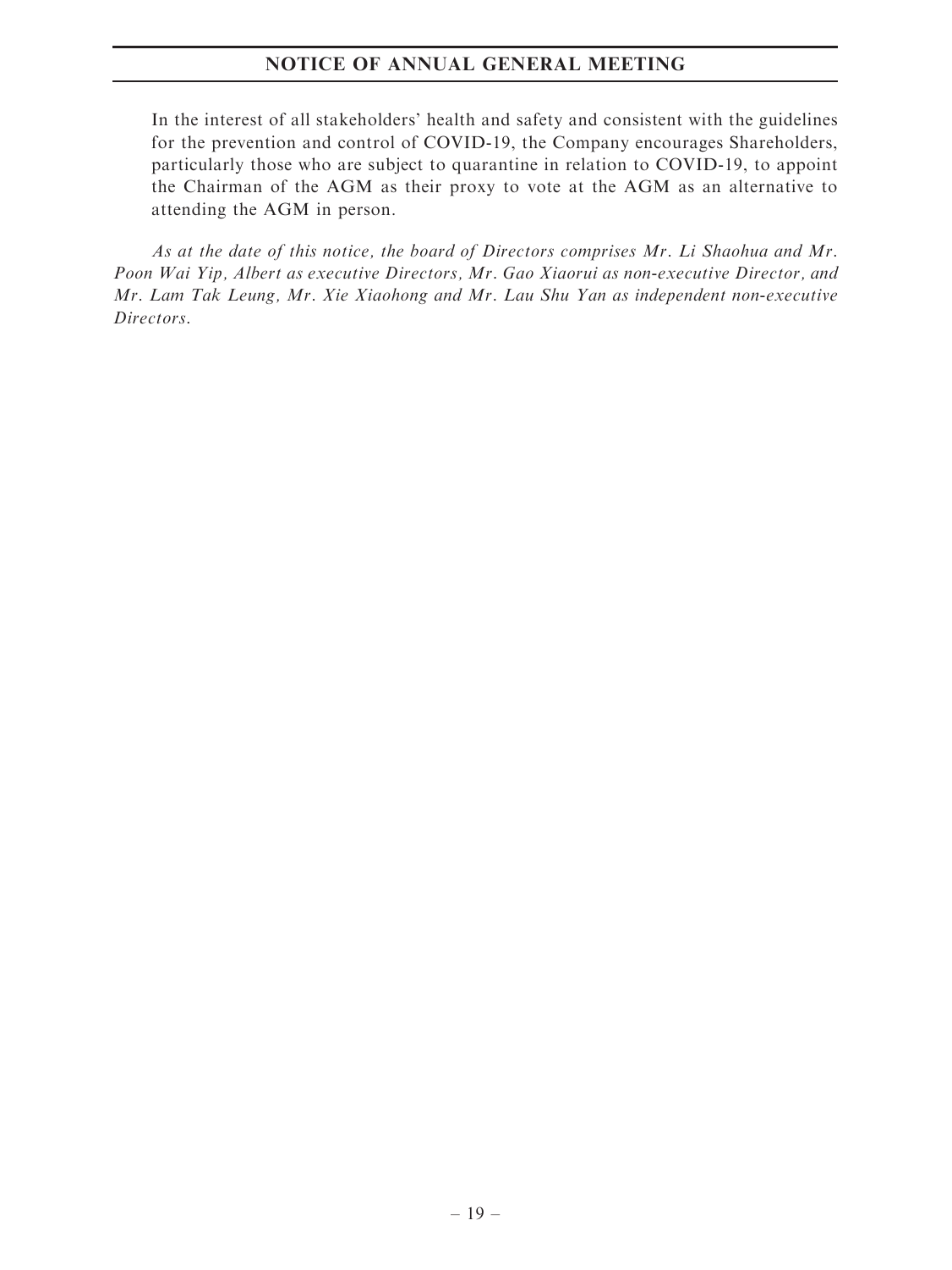In the interest of all stakeholders' health and safety and consistent with the guidelines for the prevention and control of COVID-19, the Company encourages Shareholders, particularly those who are subject to quarantine in relation to COVID-19, to appoint the Chairman of the AGM as their proxy to vote at the AGM as an alternative to attending the AGM in person.

*As at the date of this notice, the board of Directors comprises Mr. Li Shaohua and Mr. Poon Wai Yip, Albert as executive Directors, Mr. Gao Xiaorui as non-executive Director, and Mr. Lam Tak Leung, Mr. Xie Xiaohong and Mr. Lau Shu Yan as independent non-executive Directors.*